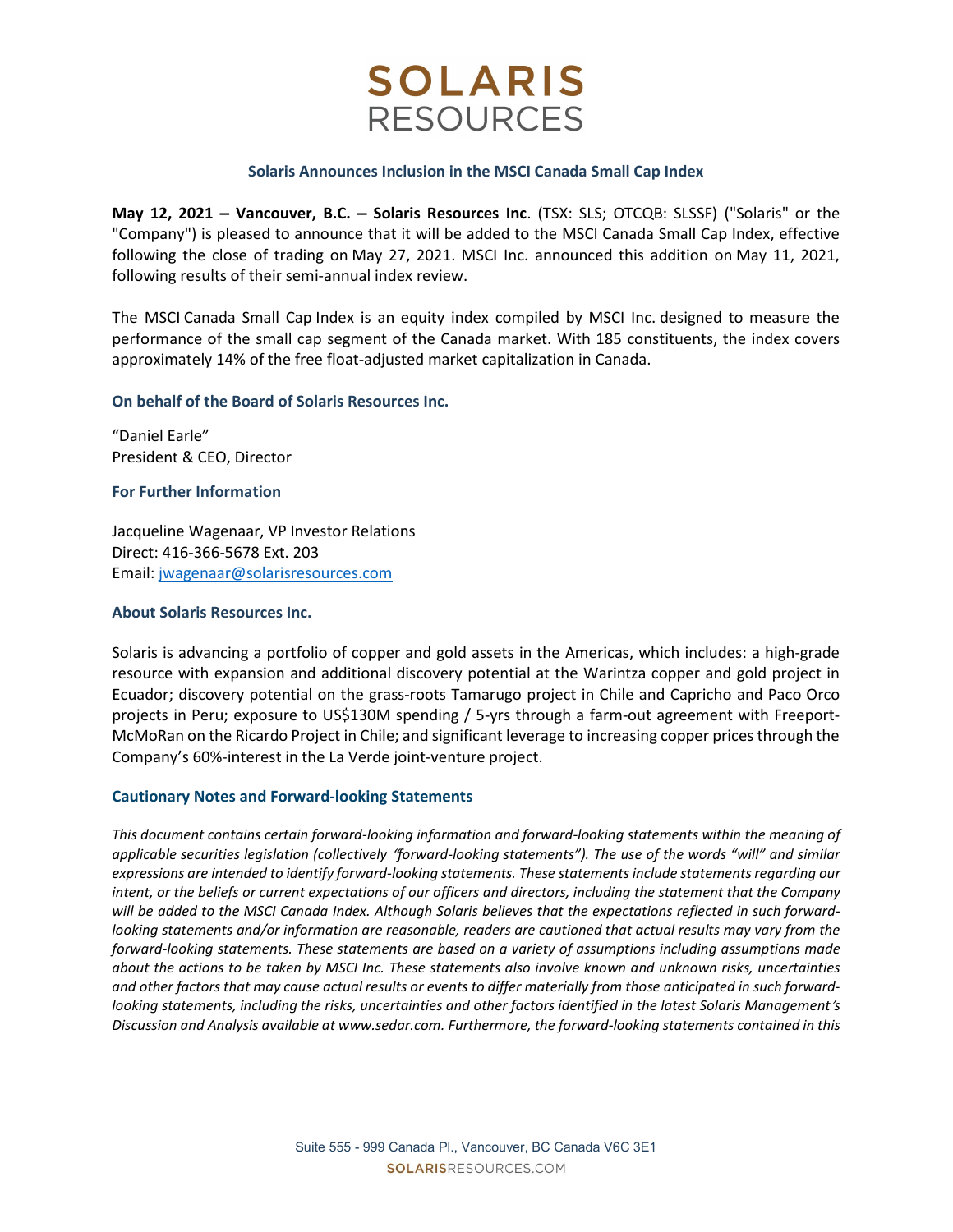# SOLARIS RESOURCES

## Solaris Announces Inclusion in the MSCI Canada Small Cap Index

**May 12, 2021 – Vancouver, B.C. – Solaris Resources Inc**. (TSX: SLS; OTCQB: SLSSF) ("Solaris" or the "Company") is pleased to announce that it will be added to the MSCI Canada Small Cap Index, effective following the close of trading on May 27, 2021. MSCI Inc. announced this addition on May 11, 2021, following results of their semi-annual index review.

The MSCI Canada Small Cap Index is an equity index compiled by MSCI Inc. designed to measure the performance of the small cap segment of the Canada market. With 185 constituents, the index covers approximately 14% of the free float-adjusted market capitalization in Canada.

### On behalf of the Board of Solaris Resources Inc.

"Daniel Earle"
President & CEO, Director

### For Further Information

Jacqueline Wagenaar, VP Investor Relations
Direct: 416-366-5678 Ext. 203
Email: jwagenaar@solarisresources.com

### About Solaris Resources Inc.

Solaris is advancing a portfolio of copper and gold assets in the Americas, which includes: a high-grade resource with expansion and additional discovery potential at the Warintza copper and gold project in Ecuador; discovery potential on the grass-roots Tamarugo project in Chile and Capricho and Paco Orco projects in Peru; exposure to US$130M spending / 5-yrs through a farm-out agreement with Freeport-McMoRan on the Ricardo Project in Chile; and significant leverage to increasing copper prices through the Company's 60%-interest in the La Verde joint-venture project.

### Cautionary Notes and Forward-looking Statements

*This document contains certain forward-looking information and forward-looking statements within the meaning of applicable securities legislation (collectively "forward-looking statements"). The use of the words "will" and similar expressions are intended to identify forward-looking statements. These statements include statements regarding our intent, or the beliefs or current expectations of our officers and directors, including the statement that the Company will be added to the MSCI Canada Index. Although Solaris believes that the expectations reflected in such forward-looking statements and/or information are reasonable, readers are cautioned that actual results may vary from the forward-looking statements. These statements are based on a variety of assumptions including assumptions made about the actions to be taken by MSCI Inc. These statements also involve known and unknown risks, uncertainties and other factors that may cause actual results or events to differ materially from those anticipated in such forward-looking statements, including the risks, uncertainties and other factors identified in the latest Solaris Management's Discussion and Analysis available at www.sedar.com. Furthermore, the forward-looking statements contained in this*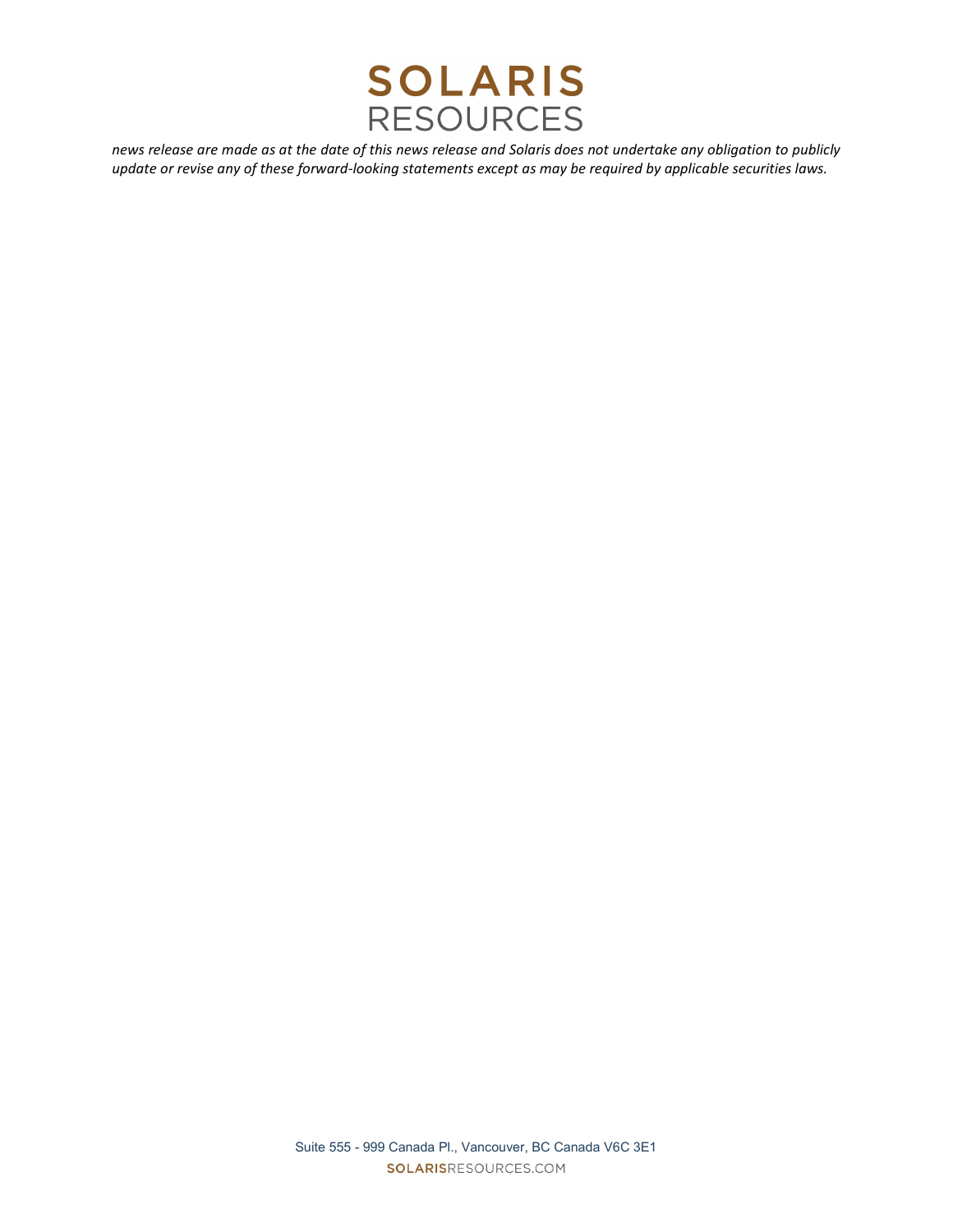*news release are made as at the date of this news release and Solaris does not undertake any obligation to publicly update or revise any of these forward-looking statements except as may be required by applicable securities laws.*